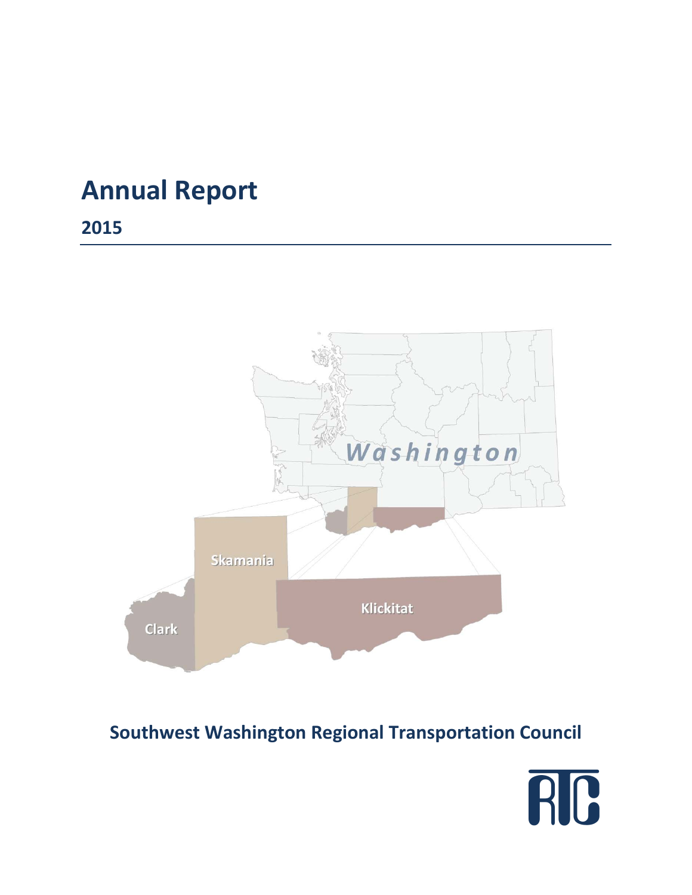# Annual Report

## 2015

## Southwest Washington Regional Transportation Council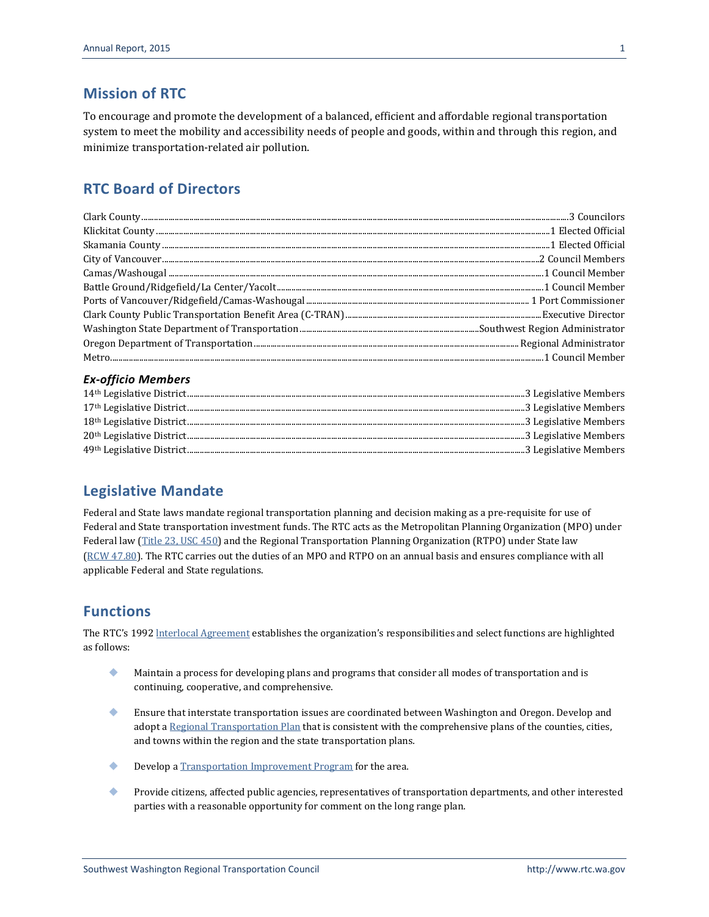## Mission of RTC

To encourage and promote the development of a balanced, efficient and affordable regional transportation system to meet the mobility and accessibility needs of people and goods, within and through this region, and minimize transportation-related air pollution.

## RTC Board of Directors

| Member | Representation |
|---|---|
| Clark County | 3 Councilors |
| Klickitat County | 1 Elected Official |
| Skamania County | 1 Elected Official |
| City of Vancouver | 2 Council Members |
| Camas/Washougal | 1 Council Member |
| Battle Ground/Ridgefield/La Center/Yacolt | 1 Council Member |
| Ports of Vancouver/Ridgefield/Camas-Washougal | 1 Port Commissioner |
| Clark County Public Transportation Benefit Area (C-TRAN) | Executive Director |
| Washington State Department of Transportation | Southwest Region Administrator |
| Oregon Department of Transportation | Regional Administrator |
| Metro | 1 Council Member |

### *Ex-officio Members*

| Member | Representation |
|---|---|
| 14th Legislative District | 3 Legislative Members |
| 17th Legislative District | 3 Legislative Members |
| 18th Legislative District | 3 Legislative Members |
| 20th Legislative District | 3 Legislative Members |
| 49th Legislative District | 3 Legislative Members |

## Legislative Mandate

Federal and State laws mandate regional transportation planning and decision making as a pre-requisite for use of Federal and State transportation investment funds. The RTC acts as the Metropolitan Planning Organization (MPO) under Federal law (Title 23, USC 450) and the Regional Transportation Planning Organization (RTPO) under State law (RCW 47.80). The RTC carries out the duties of an MPO and RTPO on an annual basis and ensures compliance with all applicable Federal and State regulations.

## Functions

The RTC's 1992 Interlocal Agreement establishes the organization's responsibilities and select functions are highlighted as follows:

- Maintain a process for developing plans and programs that consider all modes of transportation and is continuing, cooperative, and comprehensive.
- Ensure that interstate transportation issues are coordinated between Washington and Oregon. Develop and adopt a Regional Transportation Plan that is consistent with the comprehensive plans of the counties, cities, and towns within the region and the state transportation plans.
- Develop a Transportation Improvement Program for the area.
- Provide citizens, affected public agencies, representatives of transportation departments, and other interested parties with a reasonable opportunity for comment on the long range plan.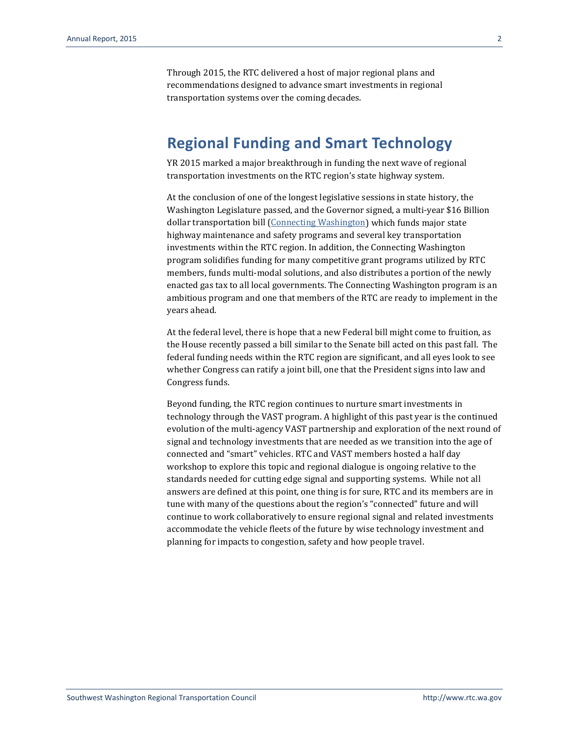Through 2015, the RTC delivered a host of major regional plans and recommendations designed to advance smart investments in regional transportation systems over the coming decades.

## Regional Funding and Smart Technology

YR 2015 marked a major breakthrough in funding the next wave of regional transportation investments on the RTC region's state highway system.

At the conclusion of one of the longest legislative sessions in state history, the Washington Legislature passed, and the Governor signed, a multi-year $16 Billion dollar transportation bill (Connecting Washington) which funds major state highway maintenance and safety programs and several key transportation investments within the RTC region. In addition, the Connecting Washington program solidifies funding for many competitive grant programs utilized by RTC members, funds multi-modal solutions, and also distributes a portion of the newly enacted gas tax to all local governments. The Connecting Washington program is an ambitious program and one that members of the RTC are ready to implement in the years ahead.

At the federal level, there is hope that a new Federal bill might come to fruition, as the House recently passed a bill similar to the Senate bill acted on this past fall. The federal funding needs within the RTC region are significant, and all eyes look to see whether Congress can ratify a joint bill, one that the President signs into law and Congress funds.

Beyond funding, the RTC region continues to nurture smart investments in technology through the VAST program. A highlight of this past year is the continued evolution of the multi-agency VAST partnership and exploration of the next round of signal and technology investments that are needed as we transition into the age of connected and "smart" vehicles. RTC and VAST members hosted a half day workshop to explore this topic and regional dialogue is ongoing relative to the standards needed for cutting edge signal and supporting systems. While not all answers are defined at this point, one thing is for sure, RTC and its members are in tune with many of the questions about the region's "connected" future and will continue to work collaboratively to ensure regional signal and related investments accommodate the vehicle fleets of the future by wise technology investment and planning for impacts to congestion, safety and how people travel.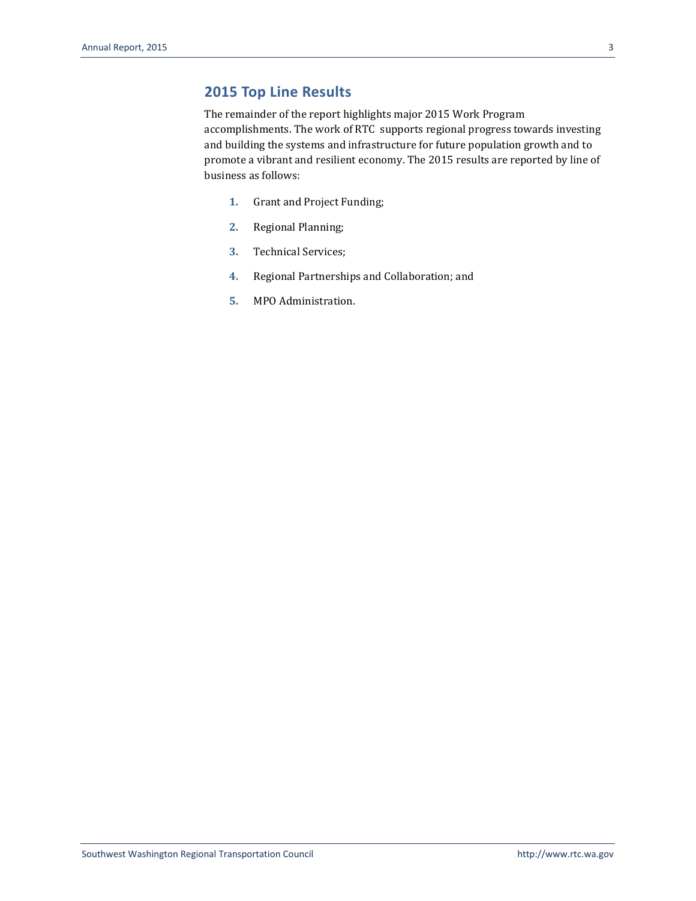## 2015 Top Line Results

The remainder of the report highlights major 2015 Work Program accomplishments. The work of RTC supports regional progress towards investing and building the systems and infrastructure for future population growth and to promote a vibrant and resilient economy. The 2015 results are reported by line of business as follows:

1. Grant and Project Funding;
2. Regional Planning;
3. Technical Services;
4. Regional Partnerships and Collaboration; and
5. MPO Administration.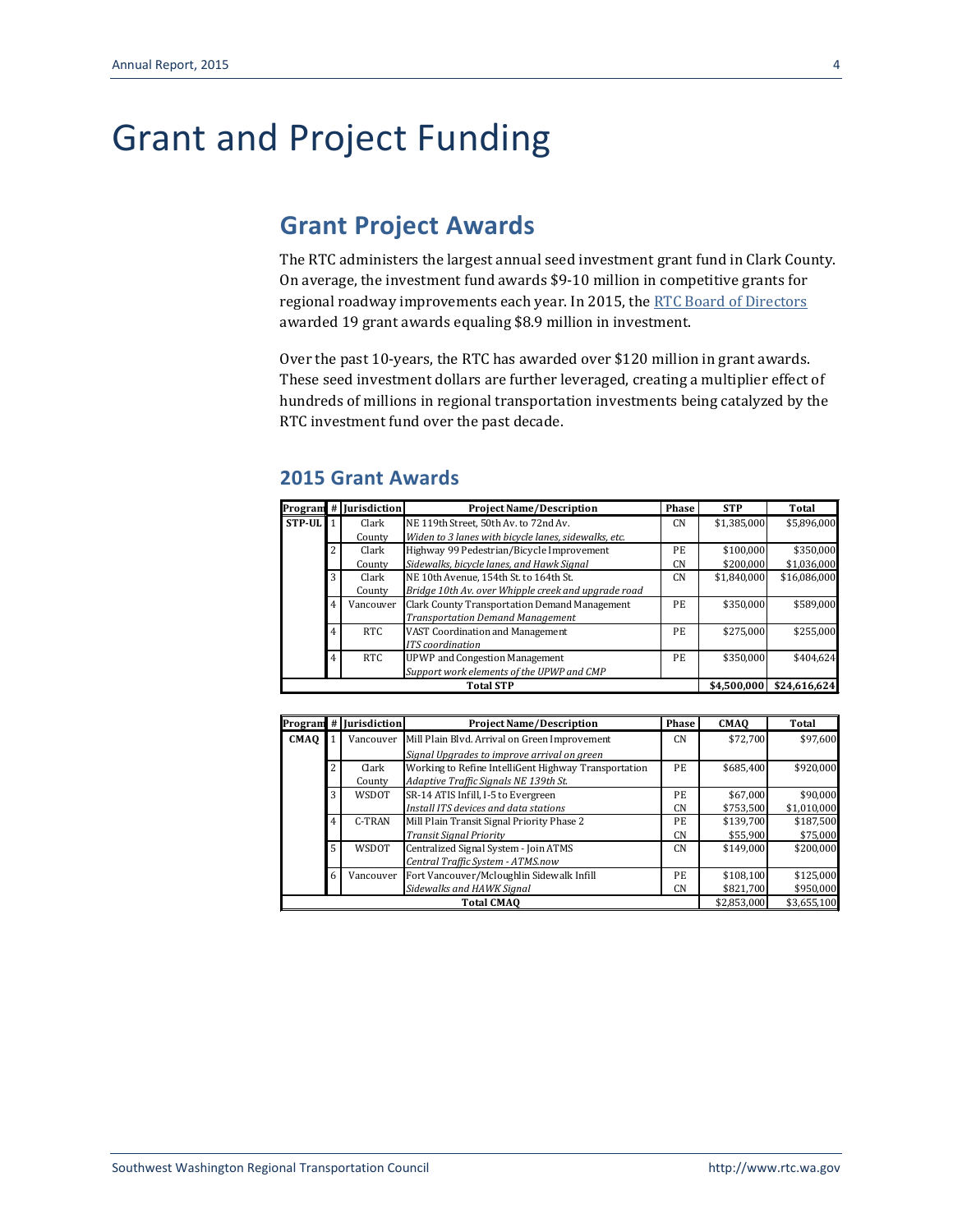# Grant and Project Funding

## Grant Project Awards

The RTC administers the largest annual seed investment grant fund in Clark County. On average, the investment fund awards $9-10 million in competitive grants for regional roadway improvements each year. In 2015, the RTC Board of Directors awarded 19 grant awards equaling $8.9 million in investment.

Over the past 10-years, the RTC has awarded over $120 million in grant awards. These seed investment dollars are further leveraged, creating a multiplier effect of hundreds of millions in regional transportation investments being catalyzed by the RTC investment fund over the past decade.

### 2015 Grant Awards

| Program | # | Jurisdiction | Project Name/Description | Phase | STP | Total |
|---|---|---|---|---|---|---|
| STP-UL | 1 | Clark County | NE 119th Street, 50th Av. to 72nd Av.<br>*Widen to 3 lanes with bicycle lanes, sidewalks, etc.* | CN | $1,385,000 | $5,896,000 |
| | 2 | Clark County | Highway 99 Pedestrian/Bicycle Improvement<br>*Sidewalks, bicycle lanes, and Hawk Signal* | PE<br>CN | $100,000<br>$200,000 | $350,000<br>$1,036,000 |
| | 3 | Clark County | NE 10th Avenue, 154th St. to 164th St.<br>*Bridge 10th Av. over Whipple creek and upgrade road* | CN | $1,840,000 | $16,086,000 |
| | 4 | Vancouver | Clark County Transportation Demand Management<br>*Transportation Demand Management* | PE | $350,000 | $589,000 |
| | 4 | RTC | VAST Coordination and Management<br>*ITS coordination* | PE | $275,000 | $255,000 |
| | 4 | RTC | UPWP and Congestion Management<br>*Support work elements of the UPWP and CMP* | PE | $350,000 | $404,624 |
| **Total STP** | | | | | **$4,500,000** | **$24,616,624** |

| Program | # | Jurisdiction | Project Name/Description | Phase | CMAQ | Total |
|---|---|---|---|---|---|---|
| CMAQ | 1 | Vancouver | Mill Plain Blvd. Arrival on Green Improvement<br>*Signal Upgrades to improve arrival on green* | CN | $72,700 | $97,600 |
| | 2 | Clark County | Working to Refine IntelliGent Highway Transportation<br>*Adaptive Traffic Signals NE 139th St.* | PE | $685,400 | $920,000 |
| | 3 | WSDOT | SR-14 ATIS Infill, I-5 to Evergreen<br>*Install ITS devices and data stations* | PE<br>CN | $67,000<br>$753,500 | $90,000<br>$1,010,000 |
| | 4 | C-TRAN | Mill Plain Transit Signal Priority Phase 2<br>*Transit Signal Priority* | PE<br>CN | $139,700<br>$55,900 | $187,500<br>$75,000 |
| | 5 | WSDOT | Centralized Signal System - Join ATMS<br>*Central Traffic System - ATMS.now* | CN | $149,000 | $200,000 |
| | 6 | Vancouver | Fort Vancouver/Mcloughlin Sidewalk Infill<br>*Sidewalks and HAWK Signal* | PE<br>CN | $108,100<br>$821,700 | $125,000<br>$950,000 |
| **Total CMAQ** | | | | | $2,853,000 | $3,655,100 |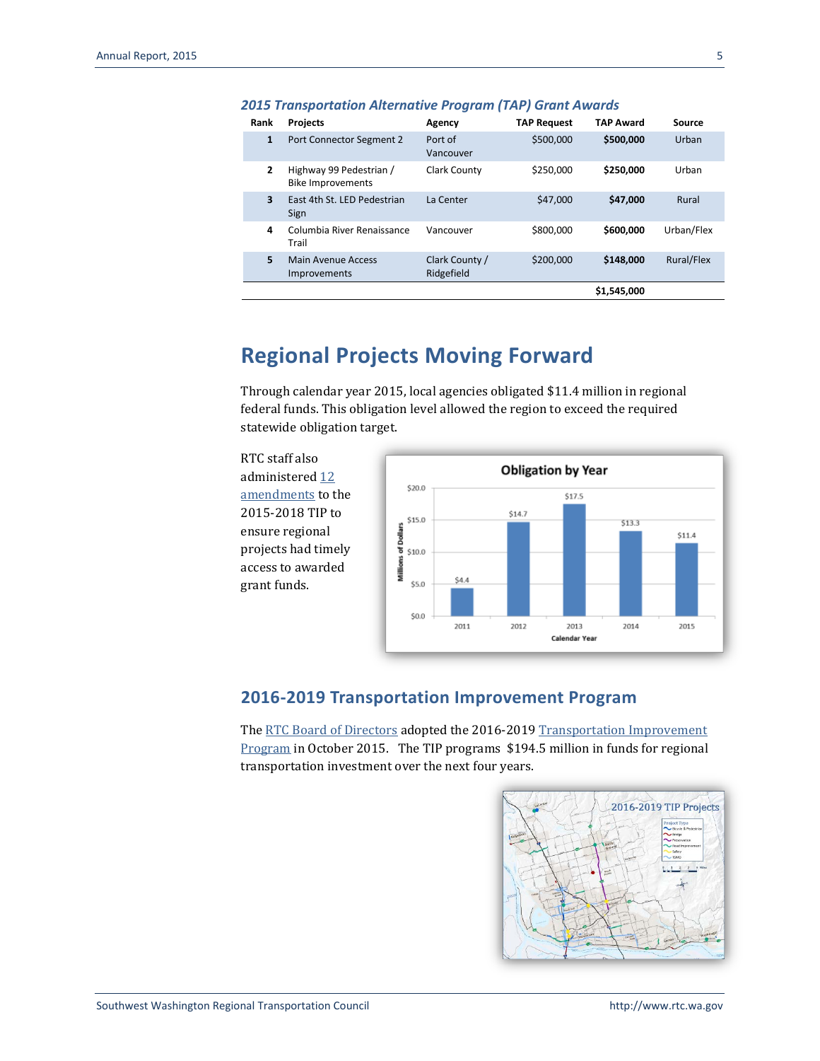*2015 Transportation Alternative Program (TAP) Grant Awards*

| Rank | Projects | Agency | TAP Request | TAP Award | Source |
|---|---|---|---|---|---|
| **1** | Port Connector Segment 2 | Port of Vancouver | $500,000 | **$500,000** | Urban |
| **2** | Highway 99 Pedestrian / Bike Improvements | Clark County | $250,000 | **$250,000** | Urban |
| **3** | East 4th St. LED Pedestrian Sign | La Center | $47,000 | **$47,000** | Rural |
| **4** | Columbia River Renaissance Trail | Vancouver | $800,000 | **$600,000** | Urban/Flex |
| **5** | Main Avenue Access Improvements | Clark County / Ridgefield | $200,000 | **$148,000** | Rural/Flex |
| | | | | **$1,545,000** | |

# Regional Projects Moving Forward

Through calendar year 2015, local agencies obligated $11.4 million in regional federal funds. This obligation level allowed the region to exceed the required statewide obligation target.

RTC staff also administered 12 amendments to the 2015-2018 TIP to ensure regional projects had timely access to awarded grant funds.

**Obligation by Year**

| Calendar Year | Millions of Dollars |
|---|---|
| 2011 | $4.4 |
| 2012 | $14.7 |
| 2013 | $17.5 |
| 2014 | $13.3 |
| 2015 | $11.4 |

## 2016-2019 Transportation Improvement Program

The RTC Board of Directors adopted the 2016-2019 Transportation Improvement Program in October 2015. The TIP programs $194.5 million in funds for regional transportation investment over the next four years.

2016-2019 TIP Projects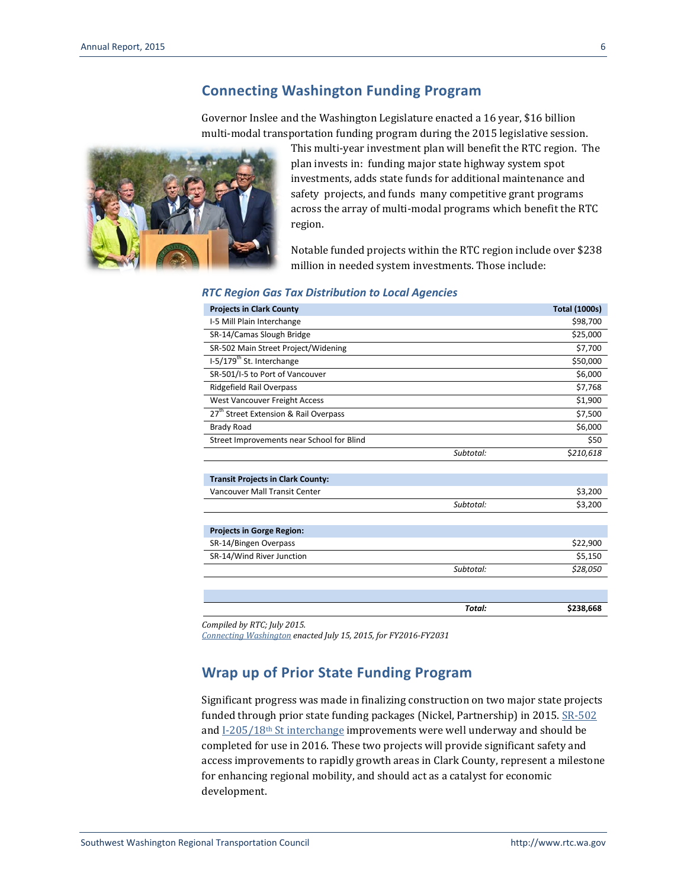## Connecting Washington Funding Program

Governor Inslee and the Washington Legislature enacted a 16 year, $16 billion multi-modal transportation funding program during the 2015 legislative session. This multi-year investment plan will benefit the RTC region. The plan invests in: funding major state highway system spot investments, adds state funds for additional maintenance and safety projects, and funds many competitive grant programs across the array of multi-modal programs which benefit the RTC region.

Notable funded projects within the RTC region include over $238 million in needed system investments. Those include:

### *RTC Region Gas Tax Distribution to Local Agencies*

| Projects in Clark County | | Total (1000s) |
|---|---|---|
| I-5 Mill Plain Interchange | | $98,700 |
| SR-14/Camas Slough Bridge | | $25,000 |
| SR-502 Main Street Project/Widening | | $7,700 |
| I-5/179th St. Interchange | | $50,000 |
| SR-501/I-5 to Port of Vancouver | | $6,000 |
| Ridgefield Rail Overpass | | $7,768 |
| West Vancouver Freight Access | | $1,900 |
| 27th Street Extension & Rail Overpass | | $7,500 |
| Brady Road | | $6,000 |
| Street Improvements near School for Blind | | $50 |
| | *Subtotal:* | *$210,618* |
| **Transit Projects in Clark County:** | | |
| Vancouver Mall Transit Center | | $3,200 |
| | *Subtotal:* | $3,200 |
| **Projects in Gorge Region:** | | |
| SR-14/Bingen Overpass | | $22,900 |
| SR-14/Wind River Junction | | $5,150 |
| | *Subtotal:* | *$28,050* |
| | ***Total:*** | **$238,668** |

*Compiled by RTC; July 2015.*
*Connecting Washington enacted July 15, 2015, for FY2016-FY2031*

## Wrap up of Prior State Funding Program

Significant progress was made in finalizing construction on two major state projects funded through prior state funding packages (Nickel, Partnership) in 2015. SR-502 and I-205/18th St interchange improvements were well underway and should be completed for use in 2016. These two projects will provide significant safety and access improvements to rapidly growth areas in Clark County, represent a milestone for enhancing regional mobility, and should act as a catalyst for economic development.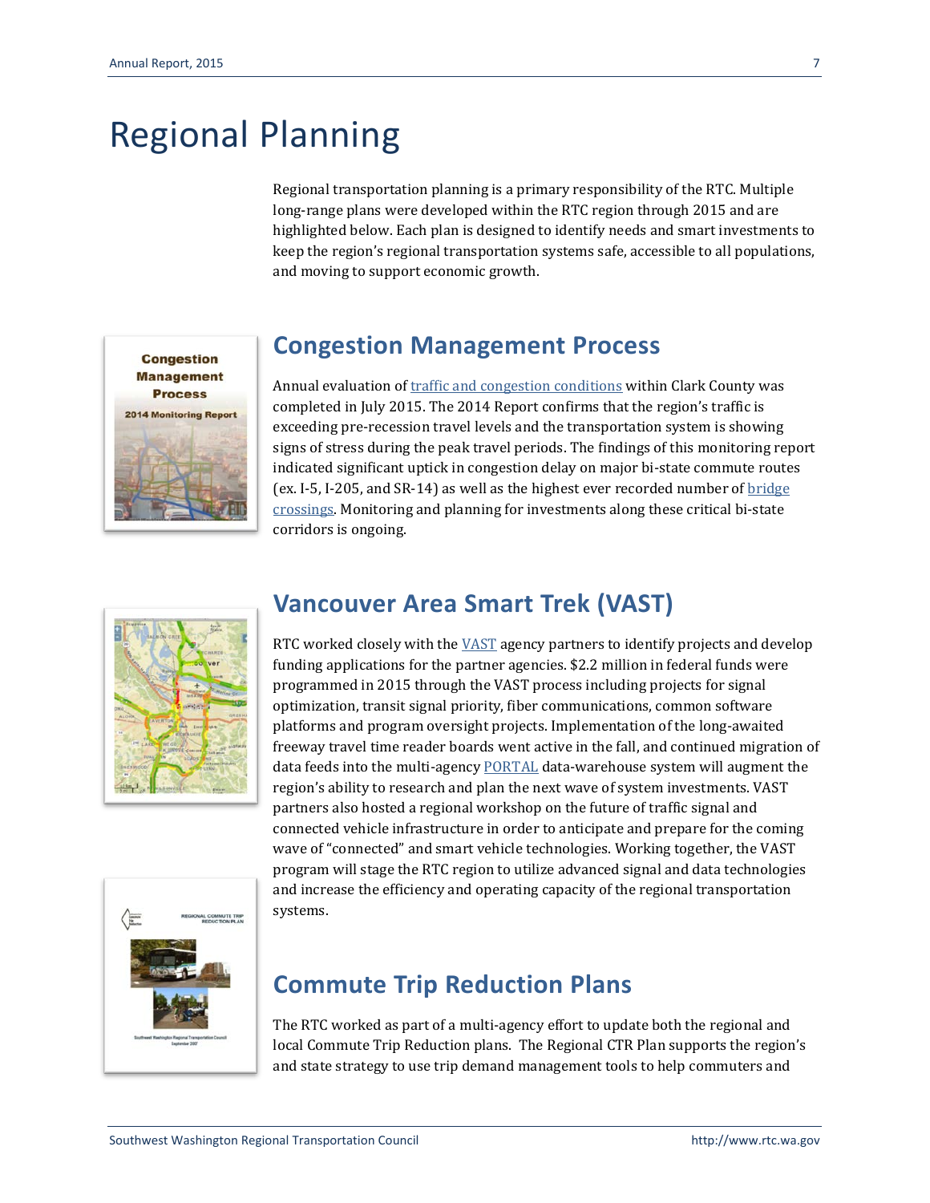# Regional Planning

Regional transportation planning is a primary responsibility of the RTC. Multiple long-range plans were developed within the RTC region through 2015 and are highlighted below. Each plan is designed to identify needs and smart investments to keep the region's regional transportation systems safe, accessible to all populations, and moving to support economic growth.

## Congestion Management Process

Annual evaluation of traffic and congestion conditions within Clark County was completed in July 2015. The 2014 Report confirms that the region's traffic is exceeding pre-recession travel levels and the transportation system is showing signs of stress during the peak travel periods. The findings of this monitoring report indicated significant uptick in congestion delay on major bi-state commute routes (ex. I-5, I-205, and SR-14) as well as the highest ever recorded number of bridge crossings. Monitoring and planning for investments along these critical bi-state corridors is ongoing.

## Vancouver Area Smart Trek (VAST)

RTC worked closely with the VAST agency partners to identify projects and develop funding applications for the partner agencies. $2.2 million in federal funds were programmed in 2015 through the VAST process including projects for signal optimization, transit signal priority, fiber communications, common software platforms and program oversight projects. Implementation of the long-awaited freeway travel time reader boards went active in the fall, and continued migration of data feeds into the multi-agency PORTAL data-warehouse system will augment the region's ability to research and plan the next wave of system investments. VAST partners also hosted a regional workshop on the future of traffic signal and connected vehicle infrastructure in order to anticipate and prepare for the coming wave of "connected" and smart vehicle technologies. Working together, the VAST program will stage the RTC region to utilize advanced signal and data technologies and increase the efficiency and operating capacity of the regional transportation systems.

## Commute Trip Reduction Plans

The RTC worked as part of a multi-agency effort to update both the regional and local Commute Trip Reduction plans. The Regional CTR Plan supports the region's and state strategy to use trip demand management tools to help commuters and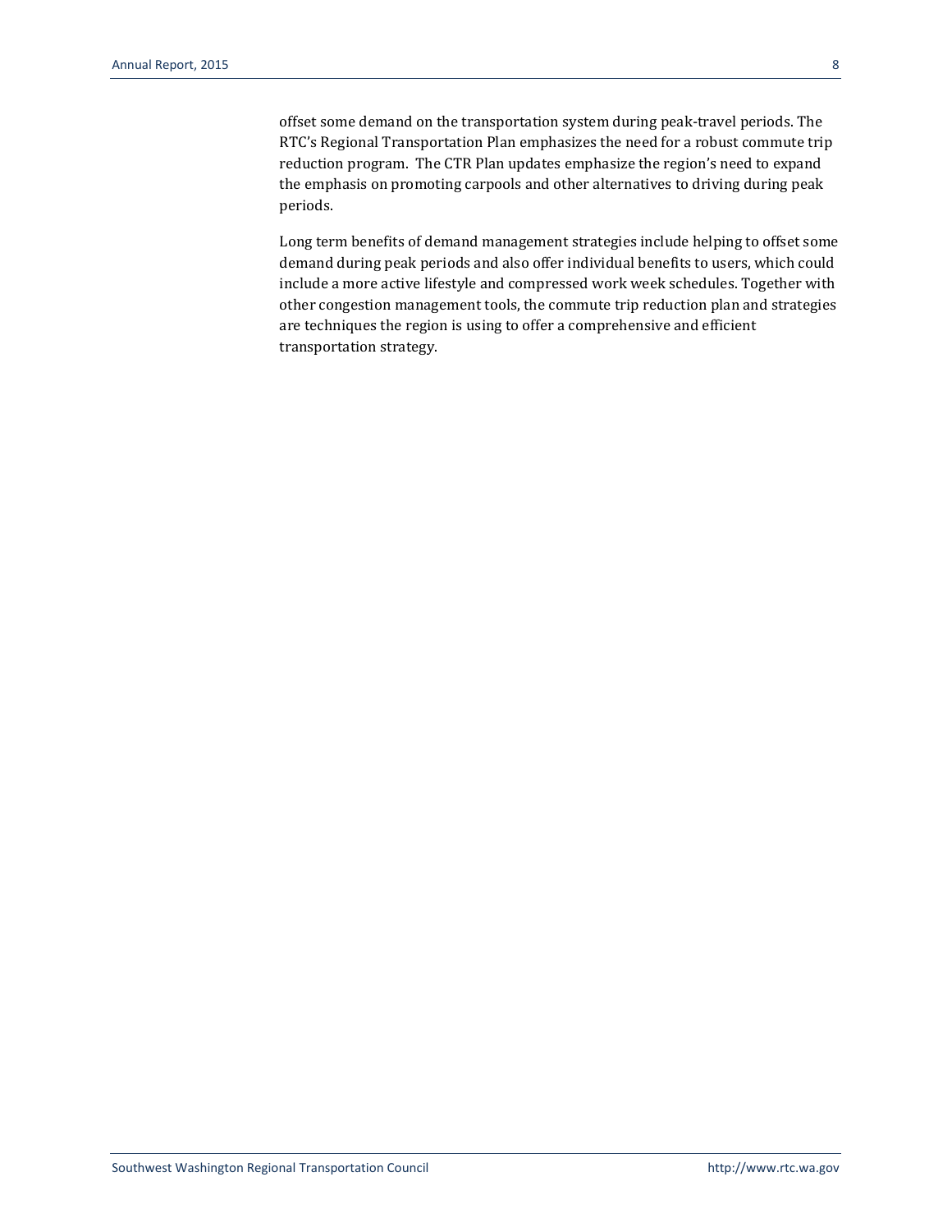offset some demand on the transportation system during peak-travel periods. The RTC's Regional Transportation Plan emphasizes the need for a robust commute trip reduction program.  The CTR Plan updates emphasize the region's need to expand the emphasis on promoting carpools and other alternatives to driving during peak periods.

Long term benefits of demand management strategies include helping to offset some demand during peak periods and also offer individual benefits to users, which could include a more active lifestyle and compressed work week schedules. Together with other congestion management tools, the commute trip reduction plan and strategies are techniques the region is using to offer a comprehensive and efficient transportation strategy.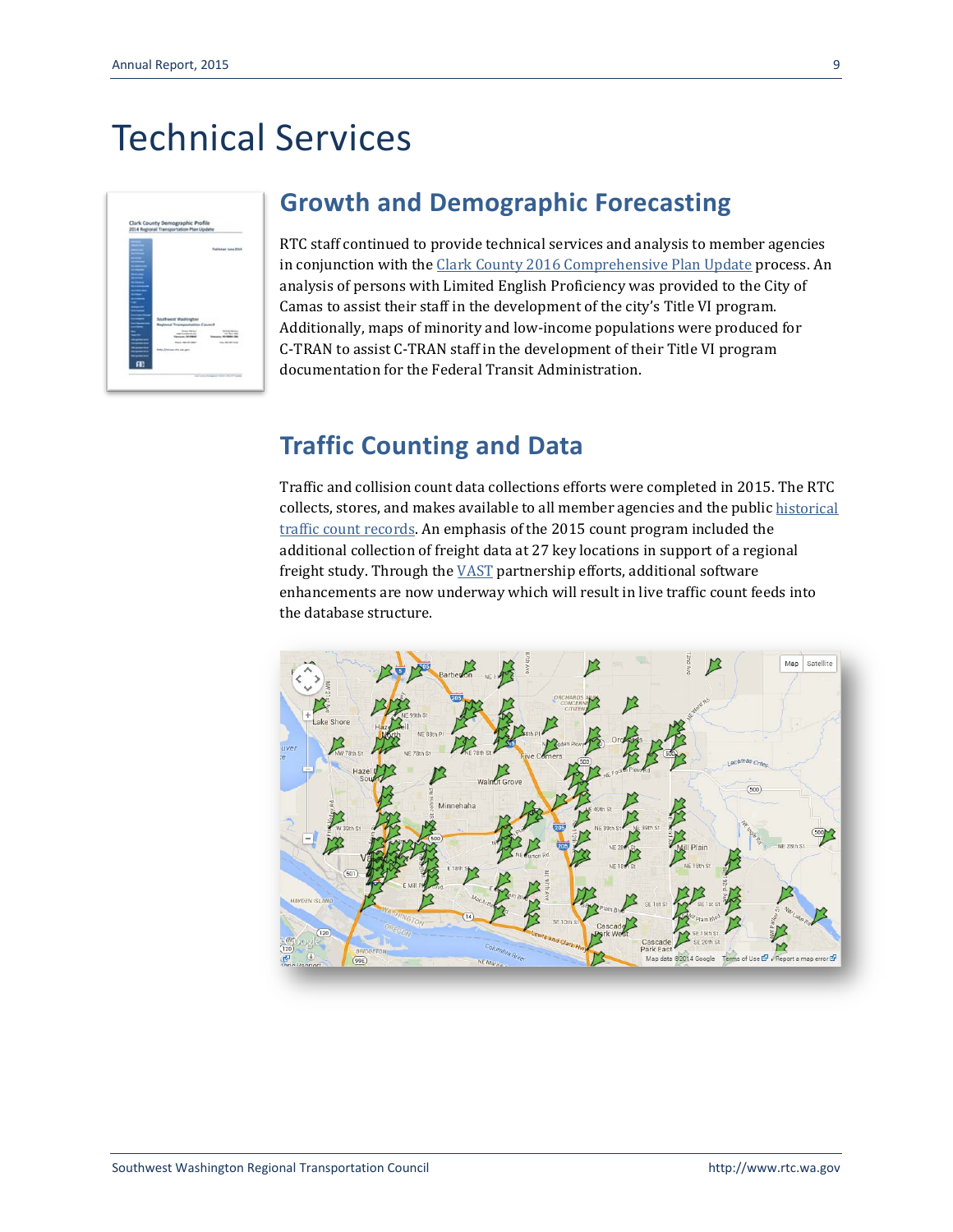# Technical Services

## Growth and Demographic Forecasting

RTC staff continued to provide technical services and analysis to member agencies in conjunction with the Clark County 2016 Comprehensive Plan Update process. An analysis of persons with Limited English Proficiency was provided to the City of Camas to assist their staff in the development of the city's Title VI program. Additionally, maps of minority and low-income populations were produced for C-TRAN to assist C-TRAN staff in the development of their Title VI program documentation for the Federal Transit Administration.

## Traffic Counting and Data

Traffic and collision count data collections efforts were completed in 2015. The RTC collects, stores, and makes available to all member agencies and the public historical traffic count records. An emphasis of the 2015 count program included the additional collection of freight data at 27 key locations in support of a regional freight study. Through the VAST partnership efforts, additional software enhancements are now underway which will result in live traffic count feeds into the database structure.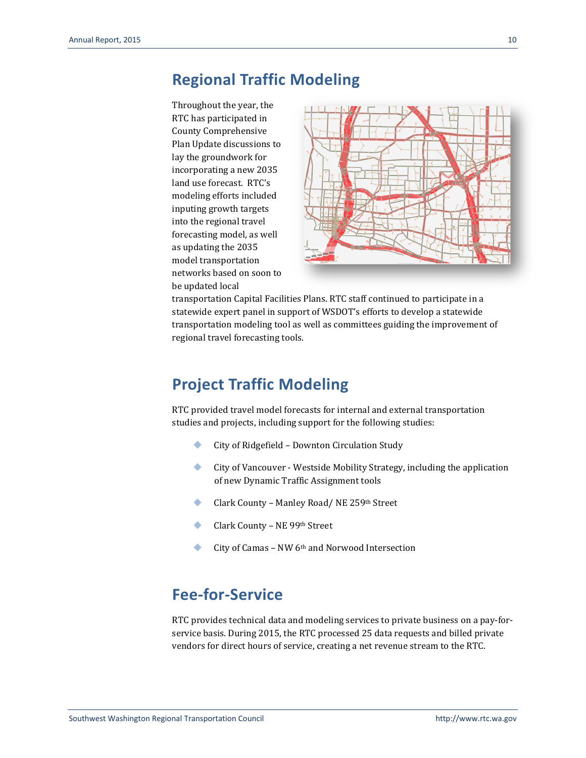## Regional Traffic Modeling

Throughout the year, the RTC has participated in County Comprehensive Plan Update discussions to lay the groundwork for incorporating a new 2035 land use forecast. RTC's modeling efforts included inputing growth targets into the regional travel forecasting model, as well as updating the 2035 model transportation networks based on soon to be updated local transportation Capital Facilities Plans. RTC staff continued to participate in a statewide expert panel in support of WSDOT's efforts to develop a statewide transportation modeling tool as well as committees guiding the improvement of regional travel forecasting tools.

## Project Traffic Modeling

RTC provided travel model forecasts for internal and external transportation studies and projects, including support for the following studies:

- City of Ridgefield – Downton Circulation Study
- City of Vancouver - Westside Mobility Strategy, including the application of new Dynamic Traffic Assignment tools
- Clark County – Manley Road/ NE 259th Street
- Clark County – NE 99th Street
- City of Camas – NW 6th and Norwood Intersection

## Fee-for-Service

RTC provides technical data and modeling services to private business on a pay-for-service basis. During 2015, the RTC processed 25 data requests and billed private vendors for direct hours of service, creating a net revenue stream to the RTC.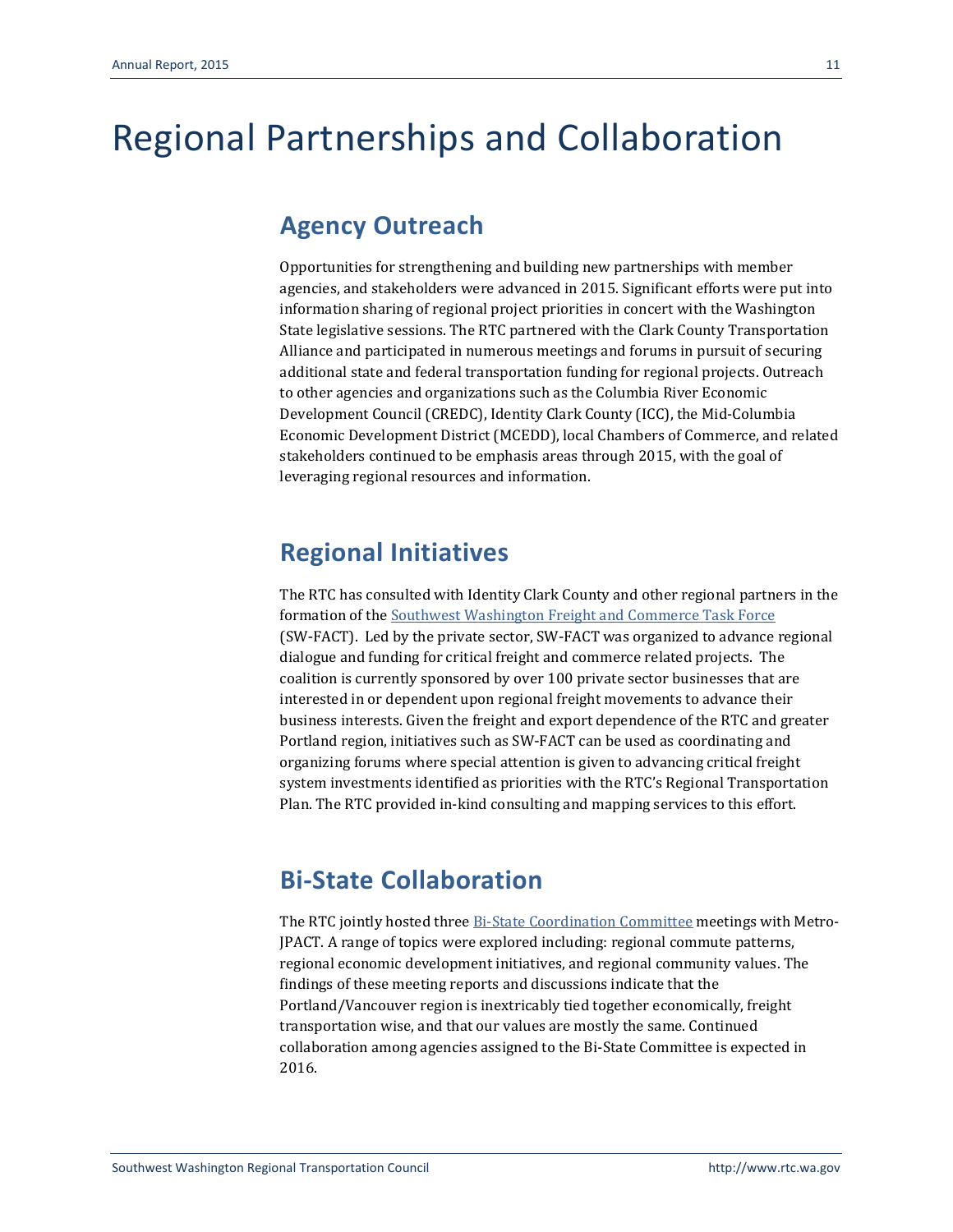# Regional Partnerships and Collaboration

## Agency Outreach

Opportunities for strengthening and building new partnerships with member agencies, and stakeholders were advanced in 2015. Significant efforts were put into information sharing of regional project priorities in concert with the Washington State legislative sessions. The RTC partnered with the Clark County Transportation Alliance and participated in numerous meetings and forums in pursuit of securing additional state and federal transportation funding for regional projects. Outreach to other agencies and organizations such as the Columbia River Economic Development Council (CREDC), Identity Clark County (ICC), the Mid-Columbia Economic Development District (MCEDD), local Chambers of Commerce, and related stakeholders continued to be emphasis areas through 2015, with the goal of leveraging regional resources and information.

## Regional Initiatives

The RTC has consulted with Identity Clark County and other regional partners in the formation of the Southwest Washington Freight and Commerce Task Force (SW-FACT). Led by the private sector, SW-FACT was organized to advance regional dialogue and funding for critical freight and commerce related projects. The coalition is currently sponsored by over 100 private sector businesses that are interested in or dependent upon regional freight movements to advance their business interests. Given the freight and export dependence of the RTC and greater Portland region, initiatives such as SW-FACT can be used as coordinating and organizing forums where special attention is given to advancing critical freight system investments identified as priorities with the RTC's Regional Transportation Plan. The RTC provided in-kind consulting and mapping services to this effort.

## Bi-State Collaboration

The RTC jointly hosted three Bi-State Coordination Committee meetings with Metro-JPACT. A range of topics were explored including: regional commute patterns, regional economic development initiatives, and regional community values. The findings of these meeting reports and discussions indicate that the Portland/Vancouver region is inextricably tied together economically, freight transportation wise, and that our values are mostly the same. Continued collaboration among agencies assigned to the Bi-State Committee is expected in 2016.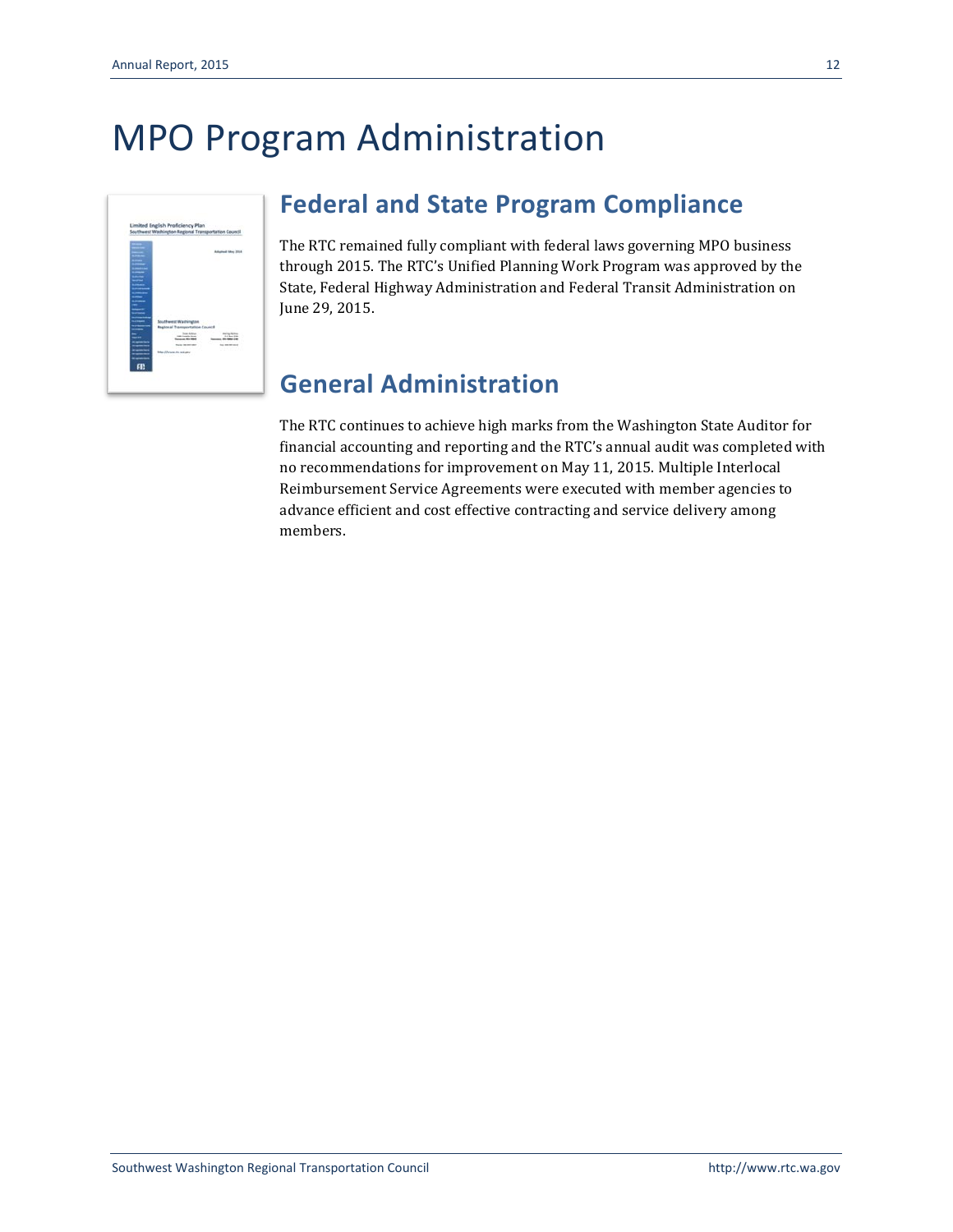# MPO Program Administration

## Federal and State Program Compliance

The RTC remained fully compliant with federal laws governing MPO business through 2015. The RTC's Unified Planning Work Program was approved by the State, Federal Highway Administration and Federal Transit Administration on June 29, 2015.

## General Administration

The RTC continues to achieve high marks from the Washington State Auditor for financial accounting and reporting and the RTC's annual audit was completed with no recommendations for improvement on May 11, 2015. Multiple Interlocal Reimbursement Service Agreements were executed with member agencies to advance efficient and cost effective contracting and service delivery among members.